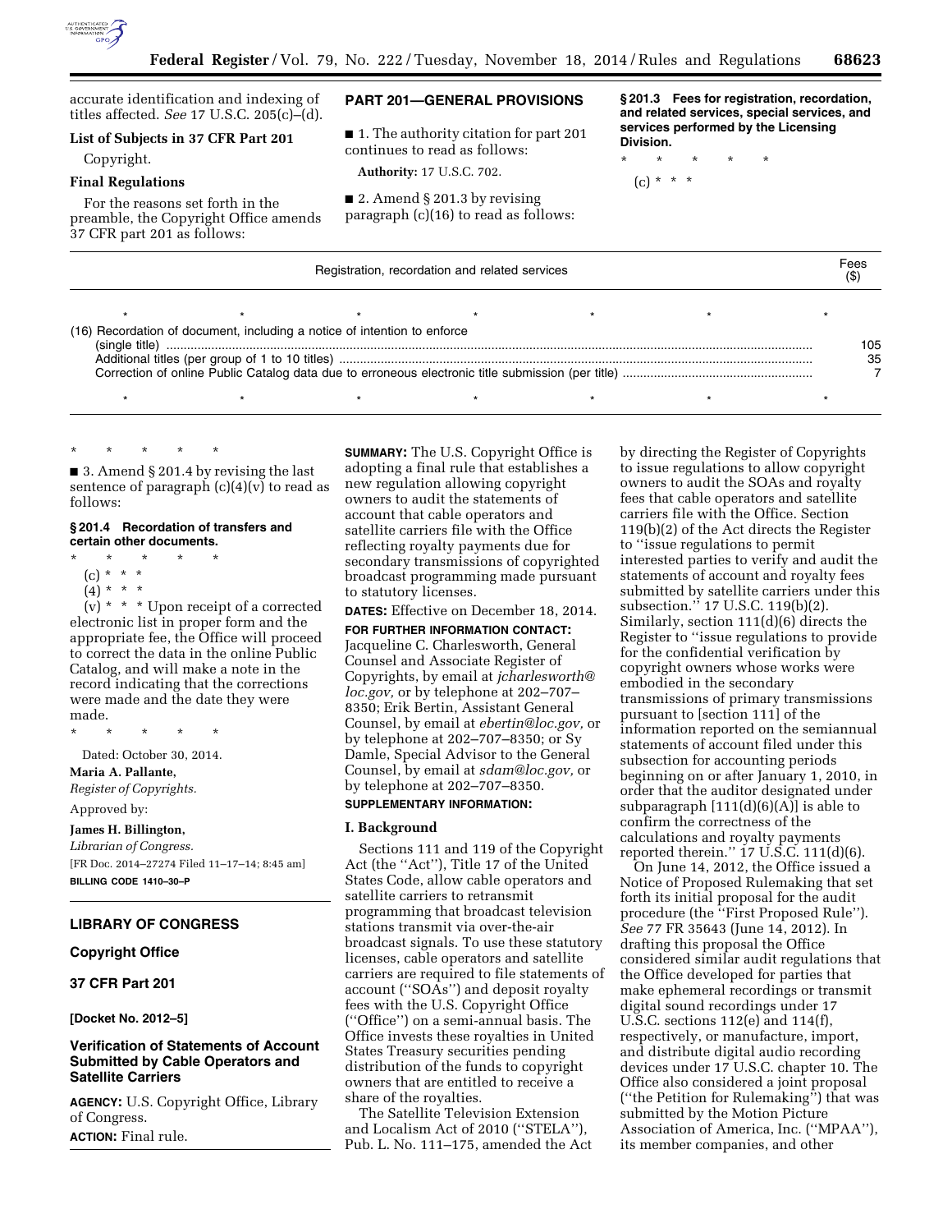accurate identification and indexing of titles affected. *See* 17 U.S.C. 205(c)–(d).

**List of Subjects in 37 CFR Part 201**

Copyright.

**Final Regulations**

For the reasons set forth in the preamble, the Copyright Office amends 37 CFR part 201 as follows:

## PART 201—GENERAL PROVISIONS

■ 1. The authority citation for part 201 continues to read as follows:

**Authority:** 17 U.S.C. 702.

■ 2. Amend § 201.3 by revising paragraph (c)(16) to read as follows:

**§ 201.3 Fees for registration, recordation, and related services, special services, and services performed by the Licensing Division.**

\* \* \* \* \*

(c) \* \* \*

| Registration, recordation and related services | Fees ($) |
|---|---|
| \* \* \* \* \* \* | \* |
| (16) Recordation of document, including a notice of intention to enforce (single title) | 105 |
| Additional titles (per group of 1 to 10 titles) | 35 |
| Correction of online Public Catalog data due to erroneous electronic title submission (per title) | 7 |
| \* \* \* \* \* \* | \* |

\* \* \* \* \*

■ 3. Amend § 201.4 by revising the last sentence of paragraph (c)(4)(v) to read as follows:

**§ 201.4 Recordation of transfers and certain other documents.**

\* \* \* \* \*

(c) \* \* \*

(4) \* \* \*

(v) \* \* \* Upon receipt of a corrected electronic list in proper form and the appropriate fee, the Office will proceed to correct the data in the online Public Catalog, and will make a note in the record indicating that the corrections were made and the date they were made.

\* \* \* \* \*

Dated: October 30, 2014.

**Maria A. Pallante,**

*Register of Copyrights.*

Approved by:

**James H. Billington,**

*Librarian of Congress.*

[FR Doc. 2014–27274 Filed 11–17–14; 8:45 am]

**BILLING CODE 1410–30–P**

---

## LIBRARY OF CONGRESS

### Copyright Office

### 37 CFR Part 201

**[Docket No. 2012–5]**

### Verification of Statements of Account Submitted by Cable Operators and Satellite Carriers

**AGENCY:** U.S. Copyright Office, Library of Congress.

**ACTION:** Final rule.

**SUMMARY:** The U.S. Copyright Office is adopting a final rule that establishes a new regulation allowing copyright owners to audit the statements of account that cable operators and satellite carriers file with the Office reflecting royalty payments due for secondary transmissions of copyrighted broadcast programming made pursuant to statutory licenses.

**DATES:** Effective on December 18, 2014.

**FOR FURTHER INFORMATION CONTACT:** Jacqueline C. Charlesworth, General Counsel and Associate Register of Copyrights, by email at *jcharlesworth@loc.gov,* or by telephone at 202–707–8350; Erik Bertin, Assistant General Counsel, by email at *ebertin@loc.gov,* or by telephone at 202–707–8350; or Sy Damle, Special Advisor to the General Counsel, by email at *sdam@loc.gov,* or by telephone at 202–707–8350.

**SUPPLEMENTARY INFORMATION:**

**I. Background**

Sections 111 and 119 of the Copyright Act (the ''Act''), Title 17 of the United States Code, allow cable operators and satellite carriers to retransmit programming that broadcast television stations transmit via over-the-air broadcast signals. To use these statutory licenses, cable operators and satellite carriers are required to file statements of account (''SOAs'') and deposit royalty fees with the U.S. Copyright Office (''Office'') on a semi-annual basis. The Office invests these royalties in United States Treasury securities pending distribution of the funds to copyright owners that are entitled to receive a share of the royalties.

The Satellite Television Extension and Localism Act of 2010 (''STELA''), Pub. L. No. 111–175, amended the Act by directing the Register of Copyrights to issue regulations to allow copyright owners to audit the SOAs and royalty fees that cable operators and satellite carriers file with the Office. Section 119(b)(2) of the Act directs the Register to ''issue regulations to permit interested parties to verify and audit the statements of account and royalty fees submitted by satellite carriers under this subsection.'' 17 U.S.C. 119(b)(2). Similarly, section 111(d)(6) directs the Register to ''issue regulations to provide for the confidential verification by copyright owners whose works were embodied in the secondary transmissions of primary transmissions pursuant to [section 111] of the information reported on the semiannual statements of account filed under this subsection for accounting periods beginning on or after January 1, 2010, in order that the auditor designated under subparagraph [111(d)(6)(A)] is able to confirm the correctness of the calculations and royalty payments reported therein.'' 17 U.S.C. 111(d)(6).

On June 14, 2012, the Office issued a Notice of Proposed Rulemaking that set forth its initial proposal for the audit procedure (the ''First Proposed Rule''). *See* 77 FR 35643 (June 14, 2012). In drafting this proposal the Office considered similar audit regulations that the Office developed for parties that make ephemeral recordings or transmit digital sound recordings under 17 U.S.C. sections 112(e) and 114(f), respectively, or manufacture, import, and distribute digital audio recording devices under 17 U.S.C. chapter 10. The Office also considered a joint proposal (''the Petition for Rulemaking'') that was submitted by the Motion Picture Association of America, Inc. (''MPAA''), its member companies, and other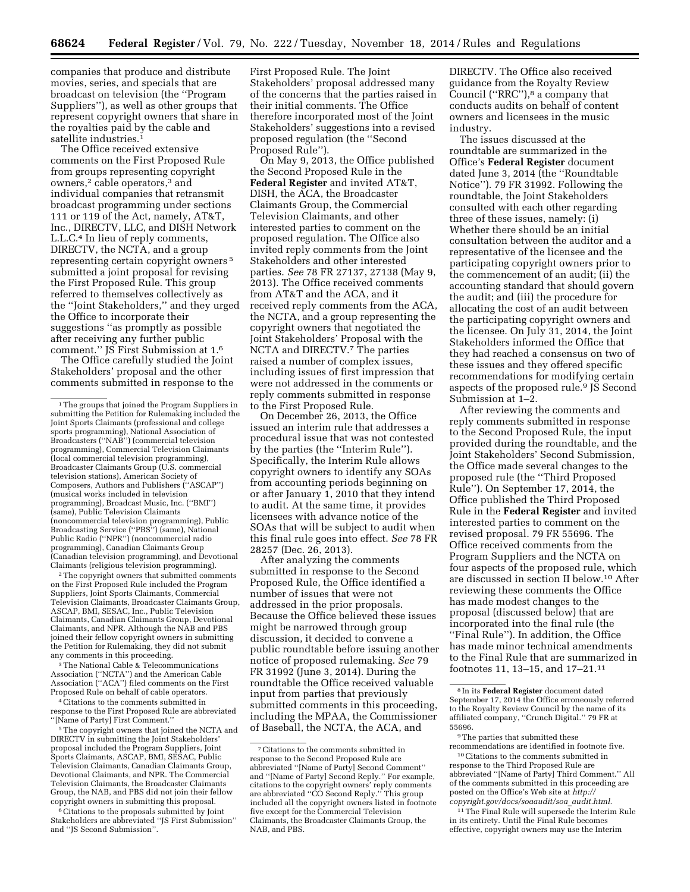companies that produce and distribute movies, series, and specials that are broadcast on television (the ''Program Suppliers''), as well as other groups that represent copyright owners that share in the royalties paid by the cable and satellite industries.[1]

The Office received extensive comments on the First Proposed Rule from groups representing copyright owners,[2] cable operators,[3] and individual companies that retransmit broadcast programming under sections 111 or 119 of the Act, namely, AT&T, Inc., DIRECTV, LLC, and DISH Network L.L.C.[4] In lieu of reply comments, DIRECTV, the NCTA, and a group representing certain copyright owners [5] submitted a joint proposal for revising the First Proposed Rule. This group referred to themselves collectively as the ''Joint Stakeholders,'' and they urged the Office to incorporate their suggestions ''as promptly as possible after receiving any further public comment.'' JS First Submission at 1.[6]

The Office carefully studied the Joint Stakeholders' proposal and the other comments submitted in response to the First Proposed Rule. The Joint Stakeholders' proposal addressed many of the concerns that the parties raised in their initial comments. The Office therefore incorporated most of the Joint Stakeholders' suggestions into a revised proposed regulation (the ''Second Proposed Rule'').

On May 9, 2013, the Office published the Second Proposed Rule in the **Federal Register** and invited AT&T, DISH, the ACA, the Broadcaster Claimants Group, the Commercial Television Claimants, and other interested parties to comment on the proposed regulation. The Office also invited reply comments from the Joint Stakeholders and other interested parties. *See* 78 FR 27137, 27138 (May 9, 2013). The Office received comments from AT&T and the ACA, and it received reply comments from the ACA, the NCTA, and a group representing the copyright owners that negotiated the Joint Stakeholders' Proposal with the NCTA and DIRECTV.[7] The parties raised a number of complex issues, including issues of first impression that were not addressed in the comments or reply comments submitted in response to the First Proposed Rule.

On December 26, 2013, the Office issued an interim rule that addresses a procedural issue that was not contested by the parties (the ''Interim Rule''). Specifically, the Interim Rule allows copyright owners to identify any SOAs from accounting periods beginning on or after January 1, 2010 that they intend to audit. At the same time, it provides licensees with advance notice of the SOAs that will be subject to audit when this final rule goes into effect. *See* 78 FR 28257 (Dec. 26, 2013).

After analyzing the comments submitted in response to the Second Proposed Rule, the Office identified a number of issues that were not addressed in the prior proposals. Because the Office believed these issues might be narrowed through group discussion, it decided to convene a public roundtable before issuing another notice of proposed rulemaking. *See* 79 FR 31992 (June 3, 2014). During the roundtable the Office received valuable input from parties that previously submitted comments in this proceeding, including the MPAA, the Commissioner of Baseball, the NCTA, the ACA, and DIRECTV. The Office also received guidance from the Royalty Review Council (''RRC''),[8] a company that conducts audits on behalf of content owners and licensees in the music industry.

The issues discussed at the roundtable are summarized in the Office's **Federal Register** document dated June 3, 2014 (the ''Roundtable Notice''). 79 FR 31992. Following the roundtable, the Joint Stakeholders consulted with each other regarding three of these issues, namely: (i) Whether there should be an initial consultation between the auditor and a representative of the licensee and the participating copyright owners prior to the commencement of an audit; (ii) the accounting standard that should govern the audit; and (iii) the procedure for allocating the cost of an audit between the participating copyright owners and the licensee. On July 31, 2014, the Joint Stakeholders informed the Office that they had reached a consensus on two of these issues and they offered specific recommendations for modifying certain aspects of the proposed rule.[9] JS Second Submission at 1–2.

After reviewing the comments and reply comments submitted in response to the Second Proposed Rule, the input provided during the roundtable, and the Joint Stakeholders' Second Submission, the Office made several changes to the proposed rule (the ''Third Proposed Rule''). On September 17, 2014, the Office published the Third Proposed Rule in the **Federal Register** and invited interested parties to comment on the revised proposal. 79 FR 55696. The Office received comments from the Program Suppliers and the NCTA on four aspects of the proposed rule, which are discussed in section II below.[10] After reviewing these comments the Office has made modest changes to the proposal (discussed below) that are incorporated into the final rule (the ''Final Rule''). In addition, the Office has made minor technical amendments to the Final Rule that are summarized in footnotes 11, 13–15, and 17–21.[11]

---

[1] The groups that joined the Program Suppliers in submitting the Petition for Rulemaking included the Joint Sports Claimants (professional and college sports programming), National Association of Broadcasters (''NAB'') (commercial television programming), Commercial Television Claimants (local commercial television programming), Broadcaster Claimants Group (U.S. commercial television stations), American Society of Composers, Authors and Publishers (''ASCAP'') (musical works included in television programming), Broadcast Music, Inc. (''BMI'') (same), Public Television Claimants (noncommercial television programming), Public Broadcasting Service (''PBS'') (same), National Public Radio (''NPR'') (noncommercial radio programming), Canadian Claimants Group (Canadian television programming), and Devotional Claimants (religious television programming).

[2] The copyright owners that submitted comments on the First Proposed Rule included the Program Suppliers, Joint Sports Claimants, Commercial Television Claimants, Broadcaster Claimants Group, ASCAP, BMI, SESAC, Inc., Public Television Claimants, Canadian Claimants Group, Devotional Claimants, and NPR. Although the NAB and PBS joined their fellow copyright owners in submitting the Petition for Rulemaking, they did not submit any comments in this proceeding.

[3] The National Cable & Telecommunications Association (''NCTA'') and the American Cable Association (''ACA'') filed comments on the First Proposed Rule on behalf of cable operators.

[4] Citations to the comments submitted in response to the First Proposed Rule are abbreviated ''[Name of Party] First Comment.''

[5] The copyright owners that joined the NCTA and DIRECTV in submitting the Joint Stakeholders' proposal included the Program Suppliers, Joint Sports Claimants, ASCAP, BMI, SESAC, Public Television Claimants, Canadian Claimants Group, Devotional Claimants, and NPR. The Commercial Television Claimants, the Broadcaster Claimants Group, the NAB, and PBS did not join their fellow copyright owners in submitting this proposal.

[6] Citations to the proposals submitted by Joint Stakeholders are abbreviated ''JS First Submission'' and ''JS Second Submission''.

[7] Citations to the comments submitted in response to the Second Proposed Rule are abbreviated ''[Name of Party] Second Comment'' and ''[Name of Party] Second Reply.'' For example, citations to the copyright owners' reply comments are abbreviated ''CO Second Reply.'' This group included all the copyright owners listed in footnote five except for the Commercial Television Claimants, the Broadcaster Claimants Group, the NAB, and PBS.

[8] In its **Federal Register** document dated September 17, 2014 the Office erroneously referred to the Royalty Review Council by the name of its affiliated company, ''Crunch Digital.'' 79 FR at 55696.

[9] The parties that submitted these recommendations are identified in footnote five.

[10] Citations to the comments submitted in response to the Third Proposed Rule are abbreviated ''[Name of Party] Third Comment.'' All of the comments submitted in this proceeding are posted on the Office's Web site at *http://copyright.gov/docs/soaaudit/soa_audit.html*.

[11] The Final Rule will supersede the Interim Rule in its entirety. Until the Final Rule becomes effective, copyright owners may use the Interim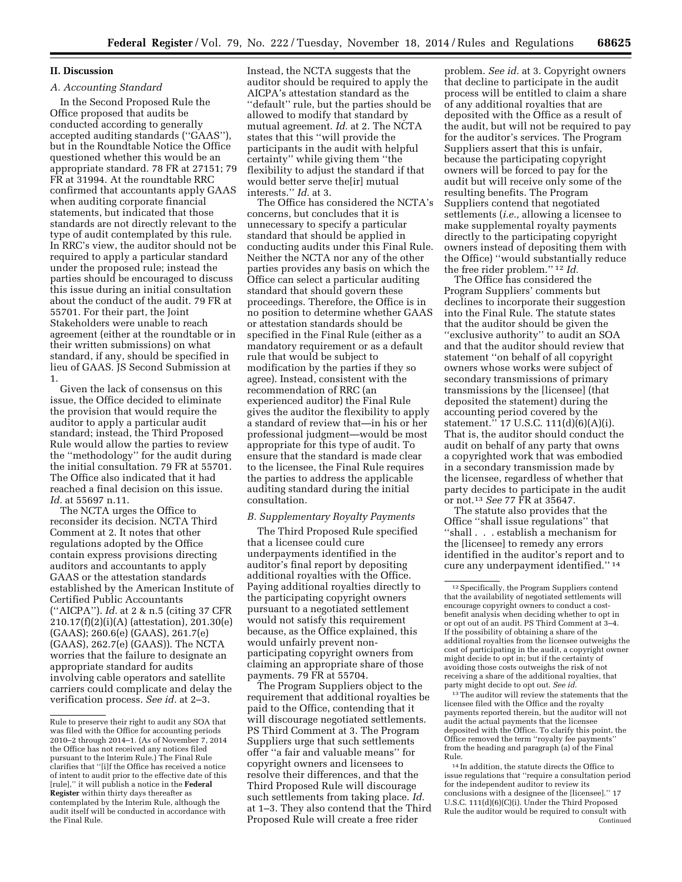## II. Discussion

### A. Accounting Standard

In the Second Proposed Rule the Office proposed that audits be conducted according to generally accepted auditing standards (''GAAS''), but in the Roundtable Notice the Office questioned whether this would be an appropriate standard. 78 FR at 27151; 79 FR at 31994. At the roundtable RRC confirmed that accountants apply GAAS when auditing corporate financial statements, but indicated that those standards are not directly relevant to the type of audit contemplated by this rule. In RRC's view, the auditor should not be required to apply a particular standard under the proposed rule; instead the parties should be encouraged to discuss this issue during an initial consultation about the conduct of the audit. 79 FR at 55701. For their part, the Joint Stakeholders were unable to reach agreement (either at the roundtable or in their written submissions) on what standard, if any, should be specified in lieu of GAAS. JS Second Submission at 1.

Given the lack of consensus on this issue, the Office decided to eliminate the provision that would require the auditor to apply a particular audit standard; instead, the Third Proposed Rule would allow the parties to review the ''methodology'' for the audit during the initial consultation. 79 FR at 55701. The Office also indicated that it had reached a final decision on this issue. *Id.* at 55697 n.11.

The NCTA urges the Office to reconsider its decision. NCTA Third Comment at 2. It notes that other regulations adopted by the Office contain express provisions directing auditors and accountants to apply GAAS or the attestation standards established by the American Institute of Certified Public Accountants (''AICPA''). *Id.* at 2 & n.5 (citing 37 CFR 210.17(f)(2)(i)(A) (attestation), 201.30(e) (GAAS); 260.6(e) (GAAS), 261.7(e) (GAAS), 262.7(e) (GAAS)). The NCTA worries that the failure to designate an appropriate standard for audits involving cable operators and satellite carriers could complicate and delay the verification process. *See id.* at 2–3. Instead, the NCTA suggests that the auditor should be required to apply the AICPA's attestation standard as the ''default'' rule, but the parties should be allowed to modify that standard by mutual agreement. *Id.* at 2. The NCTA states that this ''will provide the participants in the audit with helpful certainty'' while giving them ''the flexibility to adjust the standard if that would better serve the[ir] mutual interests.'' *Id.* at 3.

The Office has considered the NCTA's concerns, but concludes that it is unnecessary to specify a particular standard that should be applied in conducting audits under this Final Rule. Neither the NCTA nor any of the other parties provides any basis on which the Office can select a particular auditing standard that should govern these proceedings. Therefore, the Office is in no position to determine whether GAAS or attestation standards should be specified in the Final Rule (either as a mandatory requirement or as a default rule that would be subject to modification by the parties if they so agree). Instead, consistent with the recommendation of RRC (an experienced auditor) the Final Rule gives the auditor the flexibility to apply a standard of review that—in his or her professional judgment—would be most appropriate for this type of audit. To ensure that the standard is made clear to the licensee, the Final Rule requires the parties to address the applicable auditing standard during the initial consultation.

### B. Supplementary Royalty Payments

The Third Proposed Rule specified that a licensee could cure underpayments identified in the auditor's final report by depositing additional royalties with the Office. Paying additional royalties directly to the participating copyright owners pursuant to a negotiated settlement would not satisfy this requirement because, as the Office explained, this would unfairly prevent non-participating copyright owners from claiming an appropriate share of those payments. 79 FR at 55704.

The Program Suppliers object to the requirement that additional royalties be paid to the Office, contending that it will discourage negotiated settlements. PS Third Comment at 3. The Program Suppliers urge that such settlements offer ''a fair and valuable means'' for copyright owners and licensees to resolve their differences, and that the Third Proposed Rule will discourage such settlements from taking place. *Id.* at 1–3. They also contend that the Third Proposed Rule will create a free rider problem. *See id.* at 3. Copyright owners that decline to participate in the audit process will be entitled to claim a share of any additional royalties that are deposited with the Office as a result of the audit, but will not be required to pay for the auditor's services. The Program Suppliers assert that this is unfair, because the participating copyright owners will be forced to pay for the audit but will receive only some of the resulting benefits. The Program Suppliers contend that negotiated settlements (*i.e.,* allowing a licensee to make supplemental royalty payments directly to the participating copyright owners instead of depositing them with the Office) ''would substantially reduce the free rider problem.'' [12] *Id.*

The Office has considered the Program Suppliers' comments but declines to incorporate their suggestion into the Final Rule. The statute states that the auditor should be given the ''exclusive authority'' to audit an SOA and that the auditor should review that statement ''on behalf of all copyright owners whose works were subject of secondary transmissions of primary transmissions by the [licensee] (that deposited the statement) during the accounting period covered by the statement.'' 17 U.S.C. 111(d)(6)(A)(i). That is, the auditor should conduct the audit on behalf of any party that owns a copyrighted work that was embodied in a secondary transmission made by the licensee, regardless of whether that party decides to participate in the audit or not.[13] *See* 77 FR at 35647.

The statute also provides that the Office ''shall issue regulations'' that ''shall . . . establish a mechanism for the [licensee] to remedy any errors identified in the auditor's report and to cure any underpayment identified.'' [14]

---

Rule to preserve their right to audit any SOA that was filed with the Office for accounting periods 2010–2 through 2014–1. (As of November 7, 2014 the Office has not received any notices filed pursuant to the Interim Rule.) The Final Rule clarifies that ''[i]f the Office has received a notice of intent to audit prior to the effective date of this [rule],'' it will publish a notice in the **Federal Register** within thirty days thereafter as contemplated by the Interim Rule, although the audit itself will be conducted in accordance with the Final Rule.

[12] Specifically, the Program Suppliers contend that the availability of negotiated settlements will encourage copyright owners to conduct a cost-benefit analysis when deciding whether to opt in or opt out of an audit. PS Third Comment at 3–4. If the possibility of obtaining a share of the additional royalties from the licensee outweighs the cost of participating in the audit, a copyright owner might decide to opt in; but if the certainty of avoiding those costs outweighs the risk of not receiving a share of the additional royalties, that party might decide to opt out. *See id.*

[13] The auditor will review the statements that the licensee filed with the Office and the royalty payments reported therein, but the auditor will not audit the actual payments that the licensee deposited with the Office. To clarify this point, the Office removed the term ''royalty fee payments'' from the heading and paragraph (a) of the Final Rule.

[14] In addition, the statute directs the Office to issue regulations that ''require a consultation period for the independent auditor to review its conclusions with a designee of the [licensee].'' 17 U.S.C. 111(d)(6)(C)(i). Under the Third Proposed Rule the auditor would be required to consult with

Continued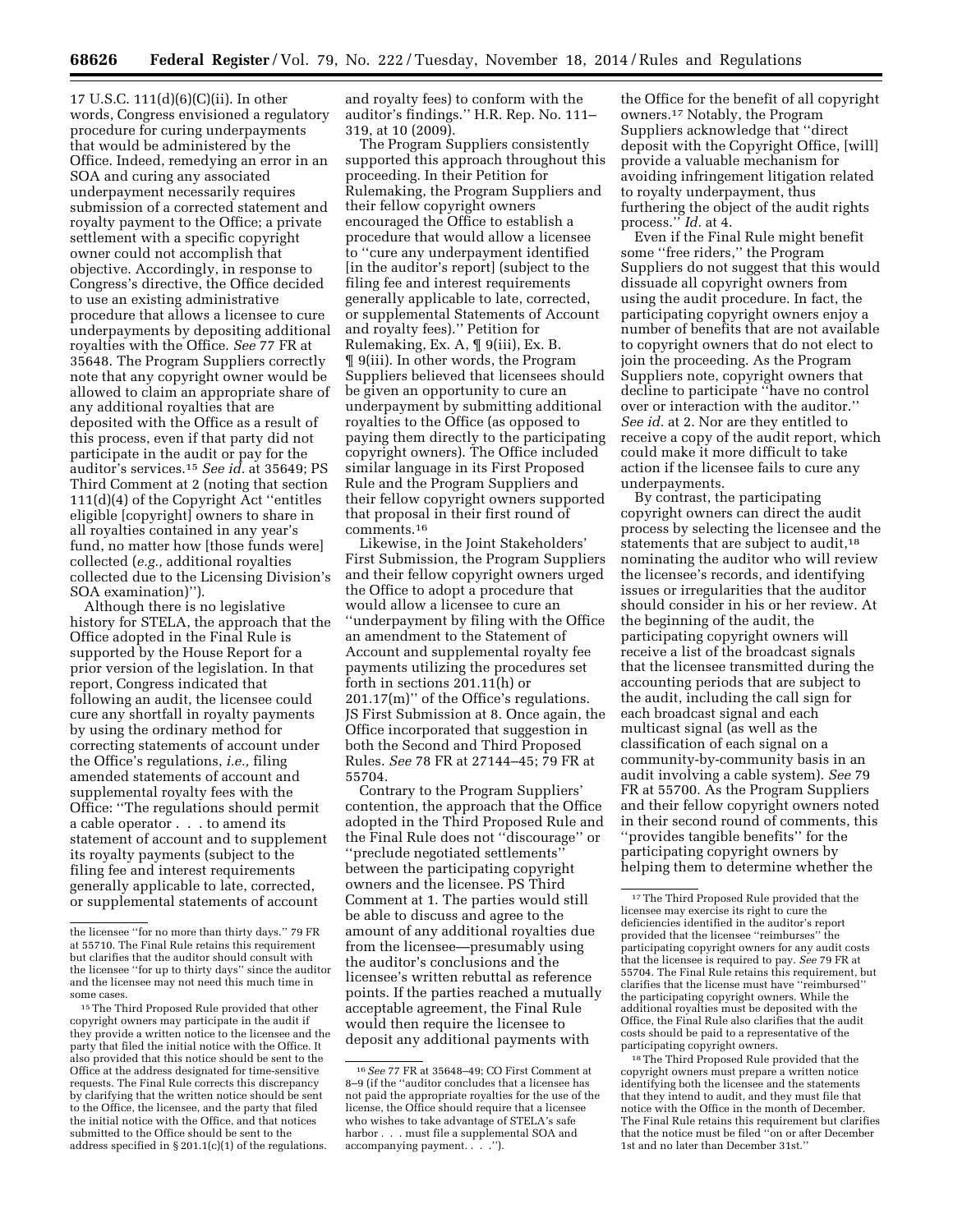17 U.S.C. 111(d)(6)(C)(ii). In other words, Congress envisioned a regulatory procedure for curing underpayments that would be administered by the Office. Indeed, remedying an error in an SOA and curing any associated underpayment necessarily requires submission of a corrected statement and royalty payment to the Office; a private settlement with a specific copyright owner could not accomplish that objective. Accordingly, in response to Congress's directive, the Office decided to use an existing administrative procedure that allows a licensee to cure underpayments by depositing additional royalties with the Office. *See* 77 FR at 35648. The Program Suppliers correctly note that any copyright owner would be allowed to claim an appropriate share of any additional royalties that are deposited with the Office as a result of this process, even if that party did not participate in the audit or pay for the auditor's services.[15] *See id.* at 35649; PS Third Comment at 2 (noting that section 111(d)(4) of the Copyright Act ''entitles eligible [copyright] owners to share in all royalties contained in any year's fund, no matter how [those funds were] collected (*e.g.,* additional royalties collected due to the Licensing Division's SOA examination)'').

Although there is no legislative history for STELA, the approach that the Office adopted in the Final Rule is supported by the House Report for a prior version of the legislation. In that report, Congress indicated that following an audit, the licensee could cure any shortfall in royalty payments by using the ordinary method for correcting statements of account under the Office's regulations, *i.e.,* filing amended statements of account and supplemental royalty fees with the Office: ''The regulations should permit a cable operator . . . to amend its statement of account and to supplement its royalty payments (subject to the filing fee and interest requirements generally applicable to late, corrected, or supplemental statements of account and royalty fees) to conform with the auditor's findings.'' H.R. Rep. No. 111–319, at 10 (2009).

The Program Suppliers consistently supported this approach throughout this proceeding. In their Petition for Rulemaking, the Program Suppliers and their fellow copyright owners encouraged the Office to establish a procedure that would allow a licensee to ''cure any underpayment identified [in the auditor's report] (subject to the filing fee and interest requirements generally applicable to late, corrected, or supplemental Statements of Account and royalty fees).'' Petition for Rulemaking, Ex. A, ¶ 9(iii), Ex. B. ¶ 9(iii). In other words, the Program Suppliers believed that licensees should be given an opportunity to cure an underpayment by submitting additional royalties to the Office (as opposed to paying them directly to the participating copyright owners). The Office included similar language in its First Proposed Rule and the Program Suppliers and their fellow copyright owners supported that proposal in their first round of comments.[16]

Likewise, in the Joint Stakeholders' First Submission, the Program Suppliers and their fellow copyright owners urged the Office to adopt a procedure that would allow a licensee to cure an ''underpayment by filing with the Office an amendment to the Statement of Account and supplemental royalty fee payments utilizing the procedures set forth in sections 201.11(h) or 201.17(m)'' of the Office's regulations. JS First Submission at 8. Once again, the Office incorporated that suggestion in both the Second and Third Proposed Rules. *See* 78 FR at 27144–45; 79 FR at 55704.

Contrary to the Program Suppliers' contention, the approach that the Office adopted in the Third Proposed Rule and the Final Rule does not ''discourage'' or ''preclude negotiated settlements'' between the participating copyright owners and the licensee. PS Third Comment at 1. The parties would still be able to discuss and agree to the amount of any additional royalties due from the licensee—presumably using the auditor's conclusions and the licensee's written rebuttal as reference points. If the parties reached a mutually acceptable agreement, the Final Rule would then require the licensee to deposit any additional payments with the Office for the benefit of all copyright owners.[17] Notably, the Program Suppliers acknowledge that ''direct deposit with the Copyright Office, [will] provide a valuable mechanism for avoiding infringement litigation related to royalty underpayment, thus furthering the object of the audit rights process.'' *Id.* at 4.

Even if the Final Rule might benefit some ''free riders,'' the Program Suppliers do not suggest that this would dissuade all copyright owners from using the audit procedure. In fact, the participating copyright owners enjoy a number of benefits that are not available to copyright owners that do not elect to join the proceeding. As the Program Suppliers note, copyright owners that decline to participate ''have no control over or interaction with the auditor.'' *See id.* at 2. Nor are they entitled to receive a copy of the audit report, which could make it more difficult to take action if the licensee fails to cure any underpayments.

By contrast, the participating copyright owners can direct the audit process by selecting the licensee and the statements that are subject to audit,[18] nominating the auditor who will review the licensee's records, and identifying issues or irregularities that the auditor should consider in his or her review. At the beginning of the audit, the participating copyright owners will receive a list of the broadcast signals that the licensee transmitted during the accounting periods that are subject to the audit, including the call sign for each broadcast signal and each multicast signal (as well as the classification of each signal on a community-by-community basis in an audit involving a cable system). *See* 79 FR at 55700. As the Program Suppliers and their fellow copyright owners noted in their second round of comments, this ''provides tangible benefits'' for the participating copyright owners by helping them to determine whether the

---

the licensee ''for no more than thirty days.'' 79 FR at 55710. The Final Rule retains this requirement but clarifies that the auditor should consult with the licensee ''for up to thirty days'' since the auditor and the licensee may not need this much time in some cases.

[15] The Third Proposed Rule provided that other copyright owners may participate in the audit if they provide a written notice to the licensee and the party that filed the initial notice with the Office. It also provided that this notice should be sent to the Office at the address designated for time-sensitive requests. The Final Rule corrects this discrepancy by clarifying that the written notice should be sent to the Office, the licensee, and the party that filed the initial notice with the Office, and that notices submitted to the Office should be sent to the address specified in § 201.1(c)(1) of the regulations.

[16] *See* 77 FR at 35648–49; CO First Comment at 8–9 (if the ''auditor concludes that a licensee has not paid the appropriate royalties for the use of the license, the Office should require that a licensee who wishes to take advantage of STELA's safe harbor . . . must file a supplemental SOA and accompanying payment. . . .'').

[17] The Third Proposed Rule provided that the licensee may exercise its right to cure the deficiencies identified in the auditor's report provided that the licensee ''reimburses'' the participating copyright owners for any audit costs that the licensee is required to pay. *See* 79 FR at 55704. The Final Rule retains this requirement, but clarifies that the license must have ''reimbursed'' the participating copyright owners. While the additional royalties must be deposited with the Office, the Final Rule also clarifies that the audit costs should be paid to a representative of the participating copyright owners.

[18] The Third Proposed Rule provided that the copyright owners must prepare a written notice identifying both the licensee and the statements that they intend to audit, and they must file that notice with the Office in the month of December. The Final Rule retains this requirement but clarifies that the notice must be filed ''on or after December 1st and no later than December 31st.''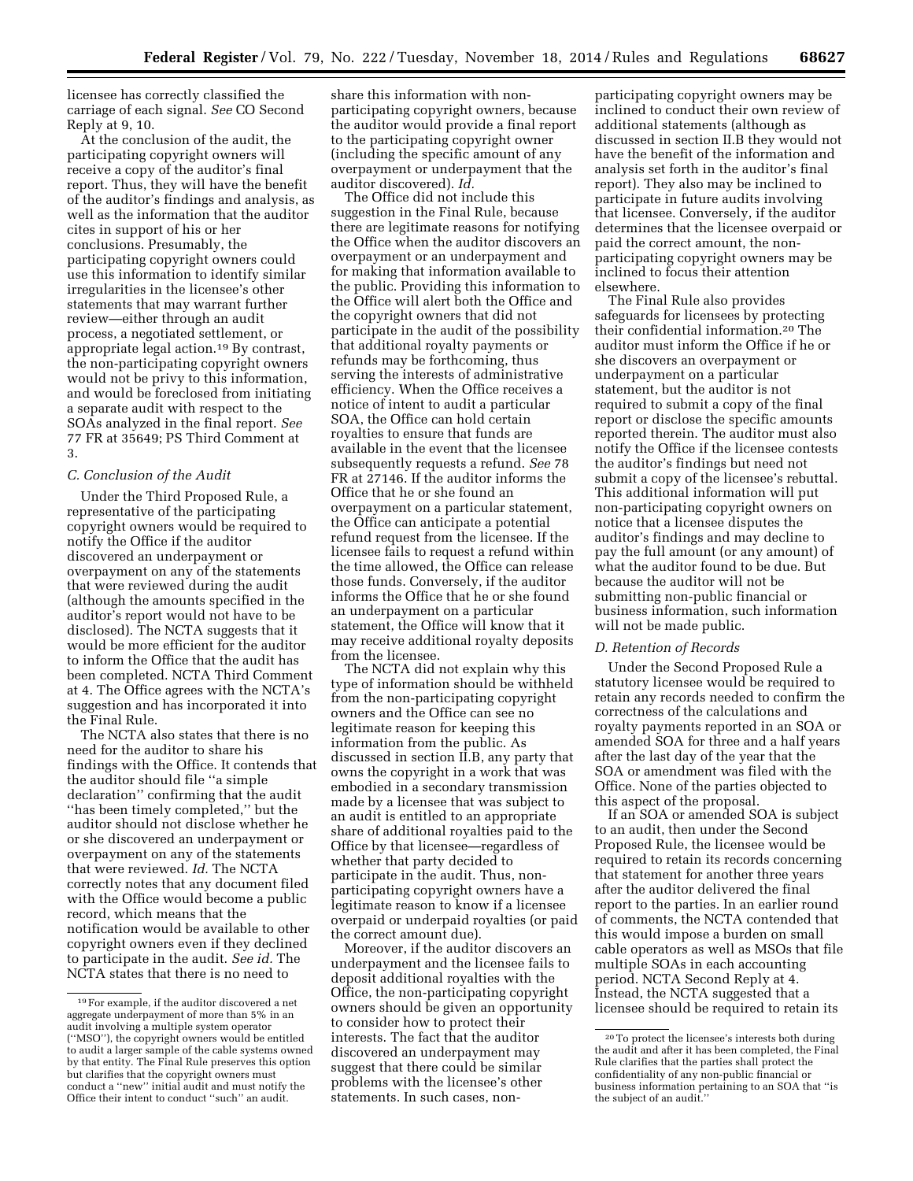licensee has correctly classified the carriage of each signal. *See* CO Second Reply at 9, 10.

At the conclusion of the audit, the participating copyright owners will receive a copy of the auditor's final report. Thus, they will have the benefit of the auditor's findings and analysis, as well as the information that the auditor cites in support of his or her conclusions. Presumably, the participating copyright owners could use this information to identify similar irregularities in the licensee's other statements that may warrant further review—either through an audit process, a negotiated settlement, or appropriate legal action.[19] By contrast, the non-participating copyright owners would not be privy to this information, and would be foreclosed from initiating a separate audit with respect to the SOAs analyzed in the final report. *See* 77 FR at 35649; PS Third Comment at 3.

### *C. Conclusion of the Audit*

Under the Third Proposed Rule, a representative of the participating copyright owners would be required to notify the Office if the auditor discovered an underpayment or overpayment on any of the statements that were reviewed during the audit (although the amounts specified in the auditor's report would not have to be disclosed). The NCTA suggests that it would be more efficient for the auditor to inform the Office that the audit has been completed. NCTA Third Comment at 4. The Office agrees with the NCTA's suggestion and has incorporated it into the Final Rule.

The NCTA also states that there is no need for the auditor to share his findings with the Office. It contends that the auditor should file ''a simple declaration'' confirming that the audit ''has been timely completed,'' but the auditor should not disclose whether he or she discovered an underpayment or overpayment on any of the statements that were reviewed. *Id.* The NCTA correctly notes that any document filed with the Office would become a public record, which means that the notification would be available to other copyright owners even if they declined to participate in the audit. *See id.* The NCTA states that there is no need to share this information with non-participating copyright owners, because the auditor would provide a final report to the participating copyright owner (including the specific amount of any overpayment or underpayment that the auditor discovered). *Id.*

The Office did not include this suggestion in the Final Rule, because there are legitimate reasons for notifying the Office when the auditor discovers an overpayment or an underpayment and for making that information available to the public. Providing this information to the Office will alert both the Office and the copyright owners that did not participate in the audit of the possibility that additional royalty payments or refunds may be forthcoming, thus serving the interests of administrative efficiency. When the Office receives a notice of intent to audit a particular SOA, the Office can hold certain royalties to ensure that funds are available in the event that the licensee subsequently requests a refund. *See* 78 FR at 27146. If the auditor informs the Office that he or she found an overpayment on a particular statement, the Office can anticipate a potential refund request from the licensee. If the licensee fails to request a refund within the time allowed, the Office can release those funds. Conversely, if the auditor informs the Office that he or she found an underpayment on a particular statement, the Office will know that it may receive additional royalty deposits from the licensee.

The NCTA did not explain why this type of information should be withheld from the non-participating copyright owners and the Office can see no legitimate reason for keeping this information from the public. As discussed in section II.B, any party that owns the copyright in a work that was embodied in a secondary transmission made by a licensee that was subject to an audit is entitled to an appropriate share of additional royalties paid to the Office by that licensee—regardless of whether that party decided to participate in the audit. Thus, non-participating copyright owners have a legitimate reason to know if a licensee overpaid or underpaid royalties (or paid the correct amount due).

Moreover, if the auditor discovers an underpayment and the licensee fails to deposit additional royalties with the Office, the non-participating copyright owners should be given an opportunity to consider how to protect their interests. The fact that the auditor discovered an underpayment may suggest that there could be similar problems with the licensee's other statements. In such cases, non-participating copyright owners may be inclined to conduct their own review of additional statements (although as discussed in section II.B they would not have the benefit of the information and analysis set forth in the auditor's final report). They also may be inclined to participate in future audits involving that licensee. Conversely, if the auditor determines that the licensee overpaid or paid the correct amount, the non-participating copyright owners may be inclined to focus their attention elsewhere.

The Final Rule also provides safeguards for licensees by protecting their confidential information.[20] The auditor must inform the Office if he or she discovers an overpayment or underpayment on a particular statement, but the auditor is not required to submit a copy of the final report or disclose the specific amounts reported therein. The auditor must also notify the Office if the licensee contests the auditor's findings but need not submit a copy of the licensee's rebuttal. This additional information will put non-participating copyright owners on notice that a licensee disputes the auditor's findings and may decline to pay the full amount (or any amount) of what the auditor found to be due. But because the auditor will not be submitting non-public financial or business information, such information will not be made public.

### *D. Retention of Records*

Under the Second Proposed Rule a statutory licensee would be required to retain any records needed to confirm the correctness of the calculations and royalty payments reported in an SOA or amended SOA for three and a half years after the last day of the year that the SOA or amendment was filed with the Office. None of the parties objected to this aspect of the proposal.

If an SOA or amended SOA is subject to an audit, then under the Second Proposed Rule, the licensee would be required to retain its records concerning that statement for another three years after the auditor delivered the final report to the parties. In an earlier round of comments, the NCTA contended that this would impose a burden on small cable operators as well as MSOs that file multiple SOAs in each accounting period. NCTA Second Reply at 4. Instead, the NCTA suggested that a licensee should be required to retain its

---

[19] For example, if the auditor discovered a net aggregate underpayment of more than 5% in an audit involving a multiple system operator (''MSO''), the copyright owners would be entitled to audit a larger sample of the cable systems owned by that entity. The Final Rule preserves this option but clarifies that the copyright owners must conduct a ''new'' initial audit and must notify the Office their intent to conduct ''such'' an audit.

[20] To protect the licensee's interests both during the audit and after it has been completed, the Final Rule clarifies that the parties shall protect the confidentiality of any non-public financial or business information pertaining to an SOA that ''is the subject of an audit.''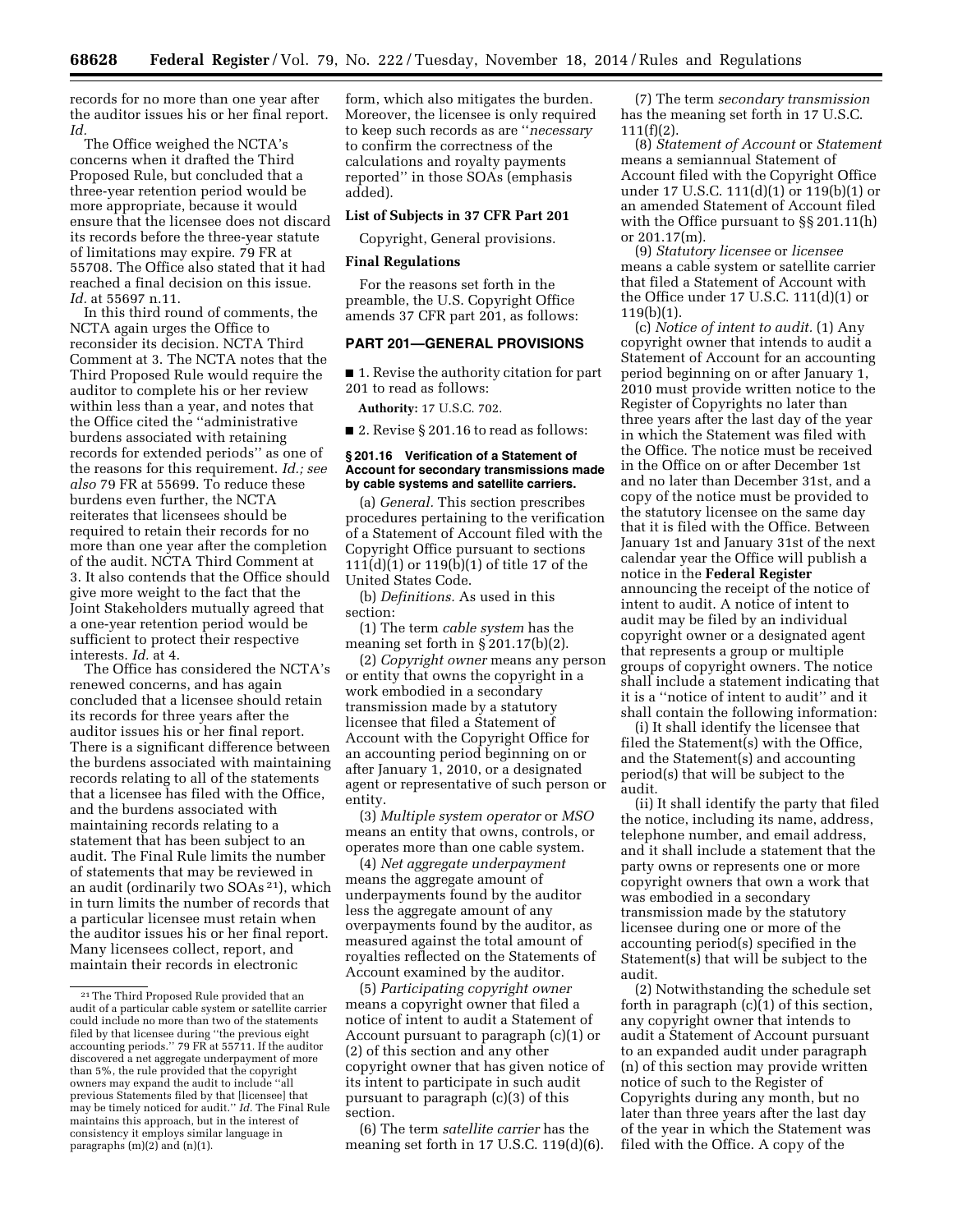records for no more than one year after the auditor issues his or her final report. *Id.*

The Office weighed the NCTA's concerns when it drafted the Third Proposed Rule, but concluded that a three-year retention period would be more appropriate, because it would ensure that the licensee does not discard its records before the three-year statute of limitations may expire. 79 FR at 55708. The Office also stated that it had reached a final decision on this issue. *Id.* at 55697 n.11.

In this third round of comments, the NCTA again urges the Office to reconsider its decision. NCTA Third Comment at 3. The NCTA notes that the Third Proposed Rule would require the auditor to complete his or her review within less than a year, and notes that the Office cited the ''administrative burdens associated with retaining records for extended periods'' as one of the reasons for this requirement. *Id.; see also* 79 FR at 55699. To reduce these burdens even further, the NCTA reiterates that licensees should be required to retain their records for no more than one year after the completion of the audit. NCTA Third Comment at 3. It also contends that the Office should give more weight to the fact that the Joint Stakeholders mutually agreed that a one-year retention period would be sufficient to protect their respective interests. *Id.* at 4.

The Office has considered the NCTA's renewed concerns, and has again concluded that a licensee should retain its records for three years after the auditor issues his or her final report. There is a significant difference between the burdens associated with maintaining records relating to all of the statements that a licensee has filed with the Office, and the burdens associated with maintaining records relating to a statement that has been subject to an audit. The Final Rule limits the number of statements that may be reviewed in an audit (ordinarily two SOAs[21]), which in turn limits the number of records that a particular licensee must retain when the auditor issues his or her final report. Many licensees collect, report, and maintain their records in electronic form, which also mitigates the burden. Moreover, the licensee is only required to keep such records as are ''*necessary* to confirm the correctness of the calculations and royalty payments reported'' in those SOAs (emphasis added).

[21] The Third Proposed Rule provided that an audit of a particular cable system or satellite carrier could include no more than two of the statements filed by that licensee during ''the previous eight accounting periods.'' 79 FR at 55711. If the auditor discovered a net aggregate underpayment of more than 5%, the rule provided that the copyright owners may expand the audit to include ''all previous Statements filed by that [licensee] that may be timely noticed for audit.'' *Id.* The Final Rule maintains this approach, but in the interest of consistency it employs similar language in paragraphs (m)(2) and (n)(1).

### List of Subjects in 37 CFR Part 201

Copyright, General provisions.

### Final Regulations

For the reasons set forth in the preamble, the U.S. Copyright Office amends 37 CFR part 201, as follows:

## PART 201—GENERAL PROVISIONS

■ 1. Revise the authority citation for part 201 to read as follows:

**Authority:** 17 U.S.C. 702.

■ 2. Revise § 201.16 to read as follows:

### § 201.16 Verification of a Statement of Account for secondary transmissions made by cable systems and satellite carriers.

(a) *General.* This section prescribes procedures pertaining to the verification of a Statement of Account filed with the Copyright Office pursuant to sections 111(d)(1) or 119(b)(1) of title 17 of the United States Code.

(b) *Definitions.* As used in this section:

(1) The term *cable system* has the meaning set forth in § 201.17(b)(2).

(2) *Copyright owner* means any person or entity that owns the copyright in a work embodied in a secondary transmission made by a statutory licensee that filed a Statement of Account with the Copyright Office for an accounting period beginning on or after January 1, 2010, or a designated agent or representative of such person or entity.

(3) *Multiple system operator* or *MSO* means an entity that owns, controls, or operates more than one cable system.

(4) *Net aggregate underpayment* means the aggregate amount of underpayments found by the auditor less the aggregate amount of any overpayments found by the auditor, as measured against the total amount of royalties reflected on the Statements of Account examined by the auditor.

(5) *Participating copyright owner* means a copyright owner that filed a notice of intent to audit a Statement of Account pursuant to paragraph (c)(1) or (2) of this section and any other copyright owner that has given notice of its intent to participate in such audit pursuant to paragraph (c)(3) of this section.

(6) The term *satellite carrier* has the meaning set forth in 17 U.S.C. 119(d)(6).

(7) The term *secondary transmission* has the meaning set forth in 17 U.S.C. 111(f)(2).

(8) *Statement of Account* or *Statement* means a semiannual Statement of Account filed with the Copyright Office under 17 U.S.C. 111(d)(1) or 119(b)(1) or an amended Statement of Account filed with the Office pursuant to §§ 201.11(h) or 201.17(m).

(9) *Statutory licensee* or *licensee* means a cable system or satellite carrier that filed a Statement of Account with the Office under 17 U.S.C. 111(d)(1) or 119(b)(1).

(c) *Notice of intent to audit.* (1) Any copyright owner that intends to audit a Statement of Account for an accounting period beginning on or after January 1, 2010 must provide written notice to the Register of Copyrights no later than three years after the last day of the year in which the Statement was filed with the Office. The notice must be received in the Office on or after December 1st and no later than December 31st, and a copy of the notice must be provided to the statutory licensee on the same day that it is filed with the Office. Between January 1st and January 31st of the next calendar year the Office will publish a notice in the **Federal Register** announcing the receipt of the notice of intent to audit. A notice of intent to audit may be filed by an individual copyright owner or a designated agent that represents a group or multiple groups of copyright owners. The notice shall include a statement indicating that it is a ''notice of intent to audit'' and it shall contain the following information:

(i) It shall identify the licensee that filed the Statement(s) with the Office, and the Statement(s) and accounting period(s) that will be subject to the audit.

(ii) It shall identify the party that filed the notice, including its name, address, telephone number, and email address, and it shall include a statement that the party owns or represents one or more copyright owners that own a work that was embodied in a secondary transmission made by the statutory licensee during one or more of the accounting period(s) specified in the Statement(s) that will be subject to the audit.

(2) Notwithstanding the schedule set forth in paragraph (c)(1) of this section, any copyright owner that intends to audit a Statement of Account pursuant to an expanded audit under paragraph (n) of this section may provide written notice of such to the Register of Copyrights during any month, but no later than three years after the last day of the year in which the Statement was filed with the Office. A copy of the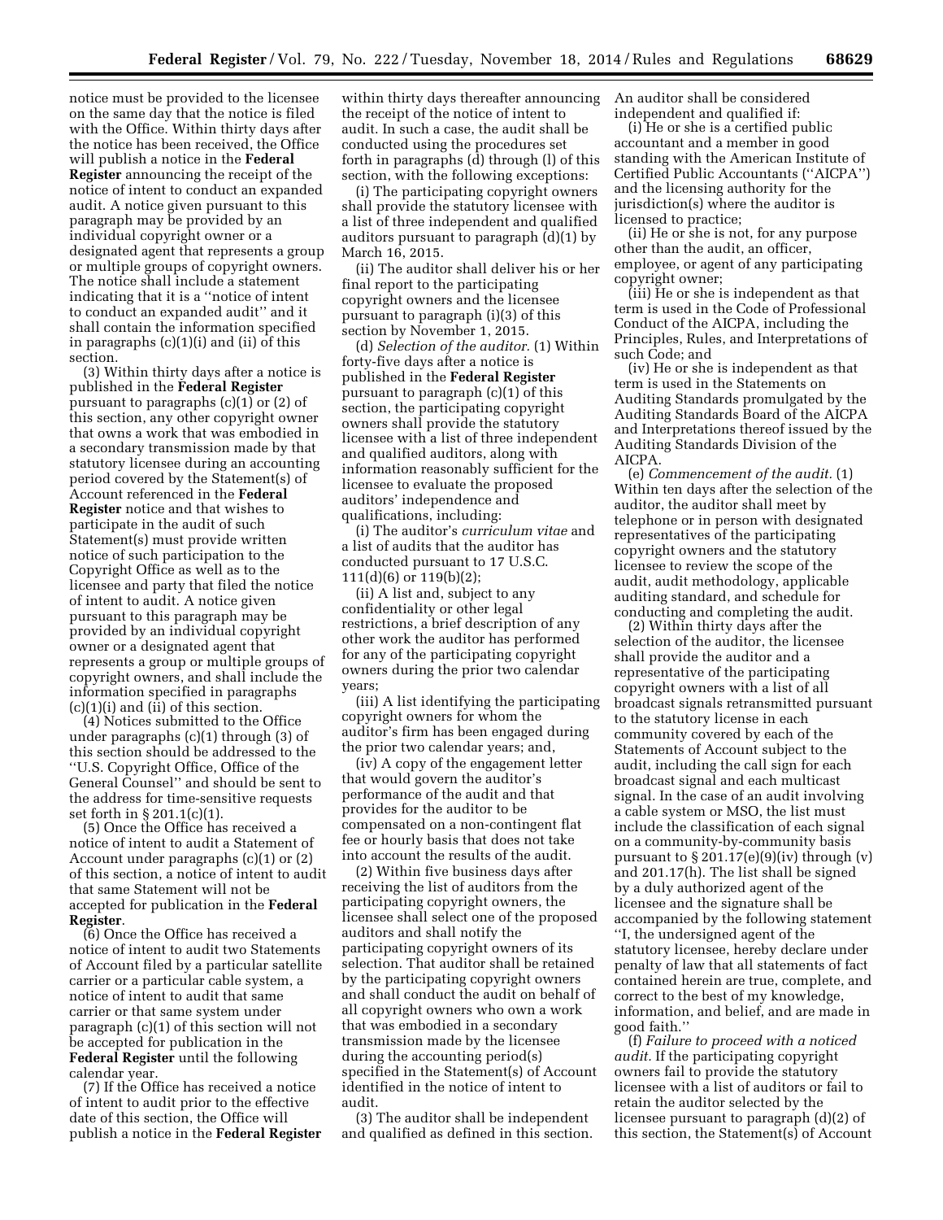notice must be provided to the licensee on the same day that the notice is filed with the Office. Within thirty days after the notice has been received, the Office will publish a notice in the **Federal Register** announcing the receipt of the notice of intent to conduct an expanded audit. A notice given pursuant to this paragraph may be provided by an individual copyright owner or a designated agent that represents a group or multiple groups of copyright owners. The notice shall include a statement indicating that it is a ''notice of intent to conduct an expanded audit'' and it shall contain the information specified in paragraphs (c)(1)(i) and (ii) of this section.

(3) Within thirty days after a notice is published in the **Federal Register** pursuant to paragraphs (c)(1) or (2) of this section, any other copyright owner that owns a work that was embodied in a secondary transmission made by that statutory licensee during an accounting period covered by the Statement(s) of Account referenced in the **Federal Register** notice and that wishes to participate in the audit of such Statement(s) must provide written notice of such participation to the Copyright Office as well as to the licensee and party that filed the notice of intent to audit. A notice given pursuant to this paragraph may be provided by an individual copyright owner or a designated agent that represents a group or multiple groups of copyright owners, and shall include the information specified in paragraphs (c)(1)(i) and (ii) of this section.

(4) Notices submitted to the Office under paragraphs (c)(1) through (3) of this section should be addressed to the ''U.S. Copyright Office, Office of the General Counsel'' and should be sent to the address for time-sensitive requests set forth in § 201.1(c)(1).

(5) Once the Office has received a notice of intent to audit a Statement of Account under paragraphs (c)(1) or (2) of this section, a notice of intent to audit that same Statement will not be accepted for publication in the **Federal Register**.

(6) Once the Office has received a notice of intent to audit two Statements of Account filed by a particular satellite carrier or a particular cable system, a notice of intent to audit that same carrier or that same system under paragraph (c)(1) of this section will not be accepted for publication in the **Federal Register** until the following calendar year.

(7) If the Office has received a notice of intent to audit prior to the effective date of this section, the Office will publish a notice in the **Federal Register** within thirty days thereafter announcing the receipt of the notice of intent to audit. In such a case, the audit shall be conducted using the procedures set forth in paragraphs (d) through (l) of this section, with the following exceptions:

(i) The participating copyright owners shall provide the statutory licensee with a list of three independent and qualified auditors pursuant to paragraph (d)(1) by March 16, 2015.

(ii) The auditor shall deliver his or her final report to the participating copyright owners and the licensee pursuant to paragraph (i)(3) of this section by November 1, 2015.

(d) *Selection of the auditor.* (1) Within forty-five days after a notice is published in the **Federal Register** pursuant to paragraph (c)(1) of this section, the participating copyright owners shall provide the statutory licensee with a list of three independent and qualified auditors, along with information reasonably sufficient for the licensee to evaluate the proposed auditors' independence and qualifications, including:

(i) The auditor's *curriculum vitae* and a list of audits that the auditor has conducted pursuant to 17 U.S.C. 111(d)(6) or 119(b)(2);

(ii) A list and, subject to any confidentiality or other legal restrictions, a brief description of any other work the auditor has performed for any of the participating copyright owners during the prior two calendar years;

(iii) A list identifying the participating copyright owners for whom the auditor's firm has been engaged during the prior two calendar years; and,

(iv) A copy of the engagement letter that would govern the auditor's performance of the audit and that provides for the auditor to be compensated on a non-contingent flat fee or hourly basis that does not take into account the results of the audit.

(2) Within five business days after receiving the list of auditors from the participating copyright owners, the licensee shall select one of the proposed auditors and shall notify the participating copyright owners of its selection. That auditor shall be retained by the participating copyright owners and shall conduct the audit on behalf of all copyright owners who own a work that was embodied in a secondary transmission made by the licensee during the accounting period(s) specified in the Statement(s) of Account identified in the notice of intent to audit.

(3) The auditor shall be independent and qualified as defined in this section. An auditor shall be considered independent and qualified if:

(i) He or she is a certified public accountant and a member in good standing with the American Institute of Certified Public Accountants (''AICPA'') and the licensing authority for the jurisdiction(s) where the auditor is licensed to practice;

(ii) He or she is not, for any purpose other than the audit, an officer, employee, or agent of any participating copyright owner;

(iii) He or she is independent as that term is used in the Code of Professional Conduct of the AICPA, including the Principles, Rules, and Interpretations of such Code; and

(iv) He or she is independent as that term is used in the Statements on Auditing Standards promulgated by the Auditing Standards Board of the AICPA and Interpretations thereof issued by the Auditing Standards Division of the AICPA.

(e) *Commencement of the audit.* (1) Within ten days after the selection of the auditor, the auditor shall meet by telephone or in person with designated representatives of the participating copyright owners and the statutory licensee to review the scope of the audit, audit methodology, applicable auditing standard, and schedule for conducting and completing the audit.

(2) Within thirty days after the selection of the auditor, the licensee shall provide the auditor and a representative of the participating copyright owners with a list of all broadcast signals retransmitted pursuant to the statutory license in each community covered by each of the Statements of Account subject to the audit, including the call sign for each broadcast signal and each multicast signal. In the case of an audit involving a cable system or MSO, the list must include the classification of each signal on a community-by-community basis pursuant to § 201.17(e)(9)(iv) through (v) and 201.17(h). The list shall be signed by a duly authorized agent of the licensee and the signature shall be accompanied by the following statement ''I, the undersigned agent of the statutory licensee, hereby declare under penalty of law that all statements of fact contained herein are true, complete, and correct to the best of my knowledge, information, and belief, and are made in good faith.''

(f) *Failure to proceed with a noticed audit.* If the participating copyright owners fail to provide the statutory licensee with a list of auditors or fail to retain the auditor selected by the licensee pursuant to paragraph (d)(2) of this section, the Statement(s) of Account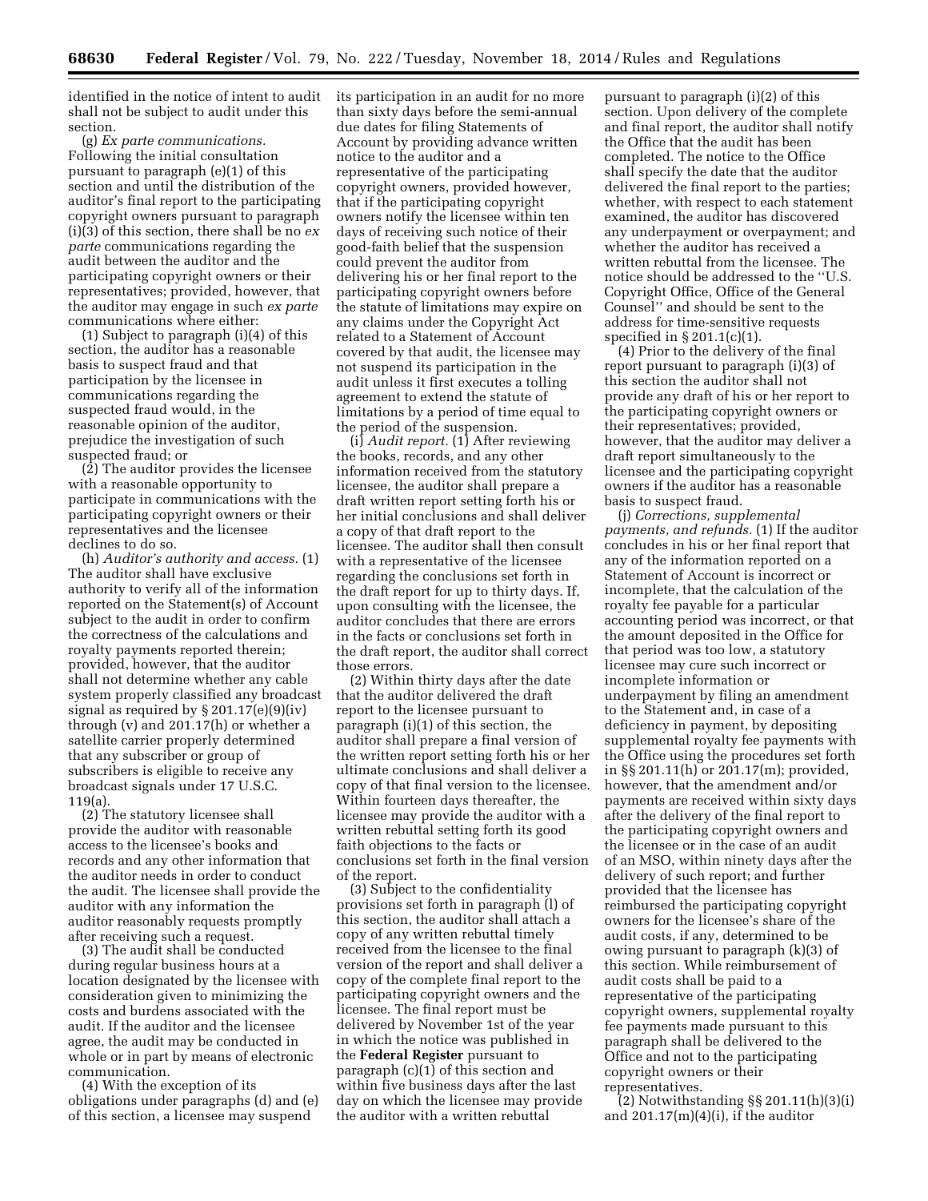identified in the notice of intent to audit shall not be subject to audit under this section.

(g) *Ex parte communications.* Following the initial consultation pursuant to paragraph (e)(1) of this section and until the distribution of the auditor's final report to the participating copyright owners pursuant to paragraph (i)(3) of this section, there shall be no *ex parte* communications regarding the audit between the auditor and the participating copyright owners or their representatives; provided, however, that the auditor may engage in such *ex parte* communications where either:

(1) Subject to paragraph (i)(4) of this section, the auditor has a reasonable basis to suspect fraud and that participation by the licensee in communications regarding the suspected fraud would, in the reasonable opinion of the auditor, prejudice the investigation of such suspected fraud; or

(2) The auditor provides the licensee with a reasonable opportunity to participate in communications with the participating copyright owners or their representatives and the licensee declines to do so.

(h) *Auditor's authority and access.* (1) The auditor shall have exclusive authority to verify all of the information reported on the Statement(s) of Account subject to the audit in order to confirm the correctness of the calculations and royalty payments reported therein; provided, however, that the auditor shall not determine whether any cable system properly classified any broadcast signal as required by § 201.17(e)(9)(iv) through (v) and 201.17(h) or whether a satellite carrier properly determined that any subscriber or group of subscribers is eligible to receive any broadcast signals under 17 U.S.C. 119(a).

(2) The statutory licensee shall provide the auditor with reasonable access to the licensee's books and records and any other information that the auditor needs in order to conduct the audit. The licensee shall provide the auditor with any information the auditor reasonably requests promptly after receiving such a request.

(3) The audit shall be conducted during regular business hours at a location designated by the licensee with consideration given to minimizing the costs and burdens associated with the audit. If the auditor and the licensee agree, the audit may be conducted in whole or in part by means of electronic communication.

(4) With the exception of its obligations under paragraphs (d) and (e) of this section, a licensee may suspend its participation in an audit for no more than sixty days before the semi-annual due dates for filing Statements of Account by providing advance written notice to the auditor and a representative of the participating copyright owners, provided however, that if the participating copyright owners notify the licensee within ten days of receiving such notice of their good-faith belief that the suspension could prevent the auditor from delivering his or her final report to the participating copyright owners before the statute of limitations may expire on any claims under the Copyright Act related to a Statement of Account covered by that audit, the licensee may not suspend its participation in the audit unless it first executes a tolling agreement to extend the statute of limitations by a period of time equal to the period of the suspension.

(i) *Audit report.* (1) After reviewing the books, records, and any other information received from the statutory licensee, the auditor shall prepare a draft written report setting forth his or her initial conclusions and shall deliver a copy of that draft report to the licensee. The auditor shall then consult with a representative of the licensee regarding the conclusions set forth in the draft report for up to thirty days. If, upon consulting with the licensee, the auditor concludes that there are errors in the facts or conclusions set forth in the draft report, the auditor shall correct those errors.

(2) Within thirty days after the date that the auditor delivered the draft report to the licensee pursuant to paragraph (i)(1) of this section, the auditor shall prepare a final version of the written report setting forth his or her ultimate conclusions and shall deliver a copy of that final version to the licensee. Within fourteen days thereafter, the licensee may provide the auditor with a written rebuttal setting forth its good faith objections to the facts or conclusions set forth in the final version of the report.

(3) Subject to the confidentiality provisions set forth in paragraph (l) of this section, the auditor shall attach a copy of any written rebuttal timely received from the licensee to the final version of the report and shall deliver a copy of the complete final report to the participating copyright owners and the licensee. The final report must be delivered by November 1st of the year in which the notice was published in the **Federal Register** pursuant to paragraph (c)(1) of this section and within five business days after the last day on which the licensee may provide the auditor with a written rebuttal pursuant to paragraph (i)(2) of this section. Upon delivery of the complete and final report, the auditor shall notify the Office that the audit has been completed. The notice to the Office shall specify the date that the auditor delivered the final report to the parties; whether, with respect to each statement examined, the auditor has discovered any underpayment or overpayment; and whether the auditor has received a written rebuttal from the licensee. The notice should be addressed to the ''U.S. Copyright Office, Office of the General Counsel'' and should be sent to the address for time-sensitive requests specified in § 201.1(c)(1).

(4) Prior to the delivery of the final report pursuant to paragraph (i)(3) of this section the auditor shall not provide any draft of his or her report to the participating copyright owners or their representatives; provided, however, that the auditor may deliver a draft report simultaneously to the licensee and the participating copyright owners if the auditor has a reasonable basis to suspect fraud.

(j) *Corrections, supplemental payments, and refunds.* (1) If the auditor concludes in his or her final report that any of the information reported on a Statement of Account is incorrect or incomplete, that the calculation of the royalty fee payable for a particular accounting period was incorrect, or that the amount deposited in the Office for that period was too low, a statutory licensee may cure such incorrect or incomplete information or underpayment by filing an amendment to the Statement and, in case of a deficiency in payment, by depositing supplemental royalty fee payments with the Office using the procedures set forth in §§ 201.11(h) or 201.17(m); provided, however, that the amendment and/or payments are received within sixty days after the delivery of the final report to the participating copyright owners and the licensee or in the case of an audit of an MSO, within ninety days after the delivery of such report; and further provided that the licensee has reimbursed the participating copyright owners for the licensee's share of the audit costs, if any, determined to be owing pursuant to paragraph (k)(3) of this section. While reimbursement of audit costs shall be paid to a representative of the participating copyright owners, supplemental royalty fee payments made pursuant to this paragraph shall be delivered to the Office and not to the participating copyright owners or their representatives.

(2) Notwithstanding §§ 201.11(h)(3)(i) and 201.17(m)(4)(i), if the auditor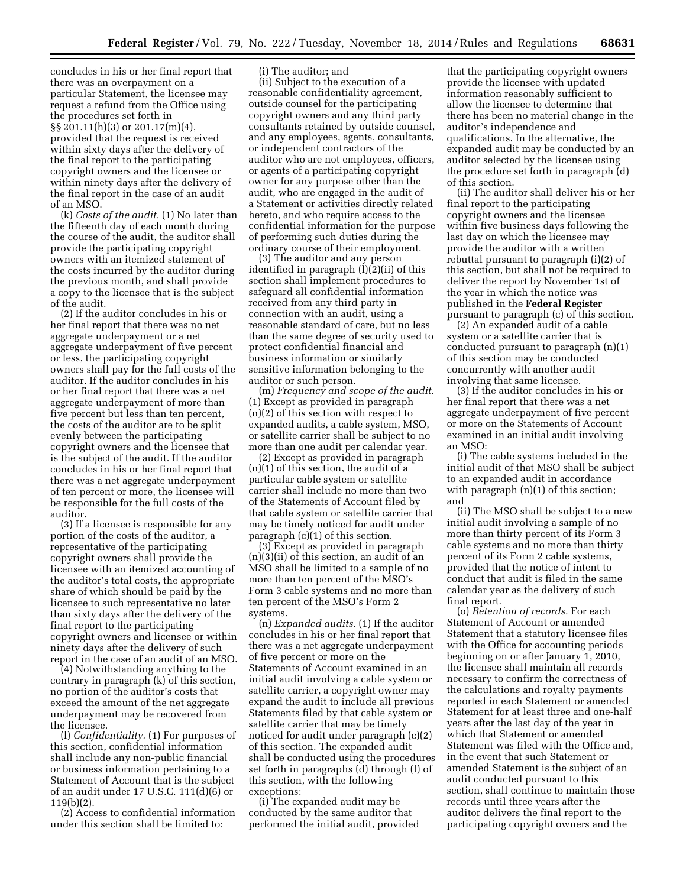concludes in his or her final report that there was an overpayment on a particular Statement, the licensee may request a refund from the Office using the procedures set forth in §§ 201.11(h)(3) or 201.17(m)(4), provided that the request is received within sixty days after the delivery of the final report to the participating copyright owners and the licensee or within ninety days after the delivery of the final report in the case of an audit of an MSO.

(k) *Costs of the audit.* (1) No later than the fifteenth day of each month during the course of the audit, the auditor shall provide the participating copyright owners with an itemized statement of the costs incurred by the auditor during the previous month, and shall provide a copy to the licensee that is the subject of the audit.

(2) If the auditor concludes in his or her final report that there was no net aggregate underpayment or a net aggregate underpayment of five percent or less, the participating copyright owners shall pay for the full costs of the auditor. If the auditor concludes in his or her final report that there was a net aggregate underpayment of more than five percent but less than ten percent, the costs of the auditor are to be split evenly between the participating copyright owners and the licensee that is the subject of the audit. If the auditor concludes in his or her final report that there was a net aggregate underpayment of ten percent or more, the licensee will be responsible for the full costs of the auditor.

(3) If a licensee is responsible for any portion of the costs of the auditor, a representative of the participating copyright owners shall provide the licensee with an itemized accounting of the auditor's total costs, the appropriate share of which should be paid by the licensee to such representative no later than sixty days after the delivery of the final report to the participating copyright owners and licensee or within ninety days after the delivery of such report in the case of an audit of an MSO.

(4) Notwithstanding anything to the contrary in paragraph (k) of this section, no portion of the auditor's costs that exceed the amount of the net aggregate underpayment may be recovered from the licensee.

(l) *Confidentiality.* (1) For purposes of this section, confidential information shall include any non-public financial or business information pertaining to a Statement of Account that is the subject of an audit under 17 U.S.C. 111(d)(6) or 119(b)(2).

(2) Access to confidential information under this section shall be limited to:

(i) The auditor; and

(ii) Subject to the execution of a reasonable confidentiality agreement, outside counsel for the participating copyright owners and any third party consultants retained by outside counsel, and any employees, agents, consultants, or independent contractors of the auditor who are not employees, officers, or agents of a participating copyright owner for any purpose other than the audit, who are engaged in the audit of a Statement or activities directly related hereto, and who require access to the confidential information for the purpose of performing such duties during the ordinary course of their employment.

(3) The auditor and any person identified in paragraph (l)(2)(ii) of this section shall implement procedures to safeguard all confidential information received from any third party in connection with an audit, using a reasonable standard of care, but no less than the same degree of security used to protect confidential financial and business information or similarly sensitive information belonging to the auditor or such person.

(m) *Frequency and scope of the audit.* (1) Except as provided in paragraph (n)(2) of this section with respect to expanded audits, a cable system, MSO, or satellite carrier shall be subject to no more than one audit per calendar year.

(2) Except as provided in paragraph (n)(1) of this section, the audit of a particular cable system or satellite carrier shall include no more than two of the Statements of Account filed by that cable system or satellite carrier that may be timely noticed for audit under paragraph (c)(1) of this section.

(3) Except as provided in paragraph (n)(3)(ii) of this section, an audit of an MSO shall be limited to a sample of no more than ten percent of the MSO's Form 3 cable systems and no more than ten percent of the MSO's Form 2 systems.

(n) *Expanded audits.* (1) If the auditor concludes in his or her final report that there was a net aggregate underpayment of five percent or more on the Statements of Account examined in an initial audit involving a cable system or satellite carrier, a copyright owner may expand the audit to include all previous Statements filed by that cable system or satellite carrier that may be timely noticed for audit under paragraph (c)(2) of this section. The expanded audit shall be conducted using the procedures set forth in paragraphs (d) through (l) of this section, with the following exceptions:

(i) The expanded audit may be conducted by the same auditor that performed the initial audit, provided that the participating copyright owners provide the licensee with updated information reasonably sufficient to allow the licensee to determine that there has been no material change in the auditor's independence and qualifications. In the alternative, the expanded audit may be conducted by an auditor selected by the licensee using the procedure set forth in paragraph (d) of this section.

(ii) The auditor shall deliver his or her final report to the participating copyright owners and the licensee within five business days following the last day on which the licensee may provide the auditor with a written rebuttal pursuant to paragraph (i)(2) of this section, but shall not be required to deliver the report by November 1st of the year in which the notice was published in the **Federal Register** pursuant to paragraph (c) of this section.

(2) An expanded audit of a cable system or a satellite carrier that is conducted pursuant to paragraph (n)(1) of this section may be conducted concurrently with another audit involving that same licensee.

(3) If the auditor concludes in his or her final report that there was a net aggregate underpayment of five percent or more on the Statements of Account examined in an initial audit involving an MSO:

(i) The cable systems included in the initial audit of that MSO shall be subject to an expanded audit in accordance with paragraph (n)(1) of this section; and

(ii) The MSO shall be subject to a new initial audit involving a sample of no more than thirty percent of its Form 3 cable systems and no more than thirty percent of its Form 2 cable systems, provided that the notice of intent to conduct that audit is filed in the same calendar year as the delivery of such final report.

(o) *Retention of records.* For each Statement of Account or amended Statement that a statutory licensee files with the Office for accounting periods beginning on or after January 1, 2010, the licensee shall maintain all records necessary to confirm the correctness of the calculations and royalty payments reported in each Statement or amended Statement for at least three and one-half years after the last day of the year in which that Statement or amended Statement was filed with the Office and, in the event that such Statement or amended Statement is the subject of an audit conducted pursuant to this section, shall continue to maintain those records until three years after the auditor delivers the final report to the participating copyright owners and the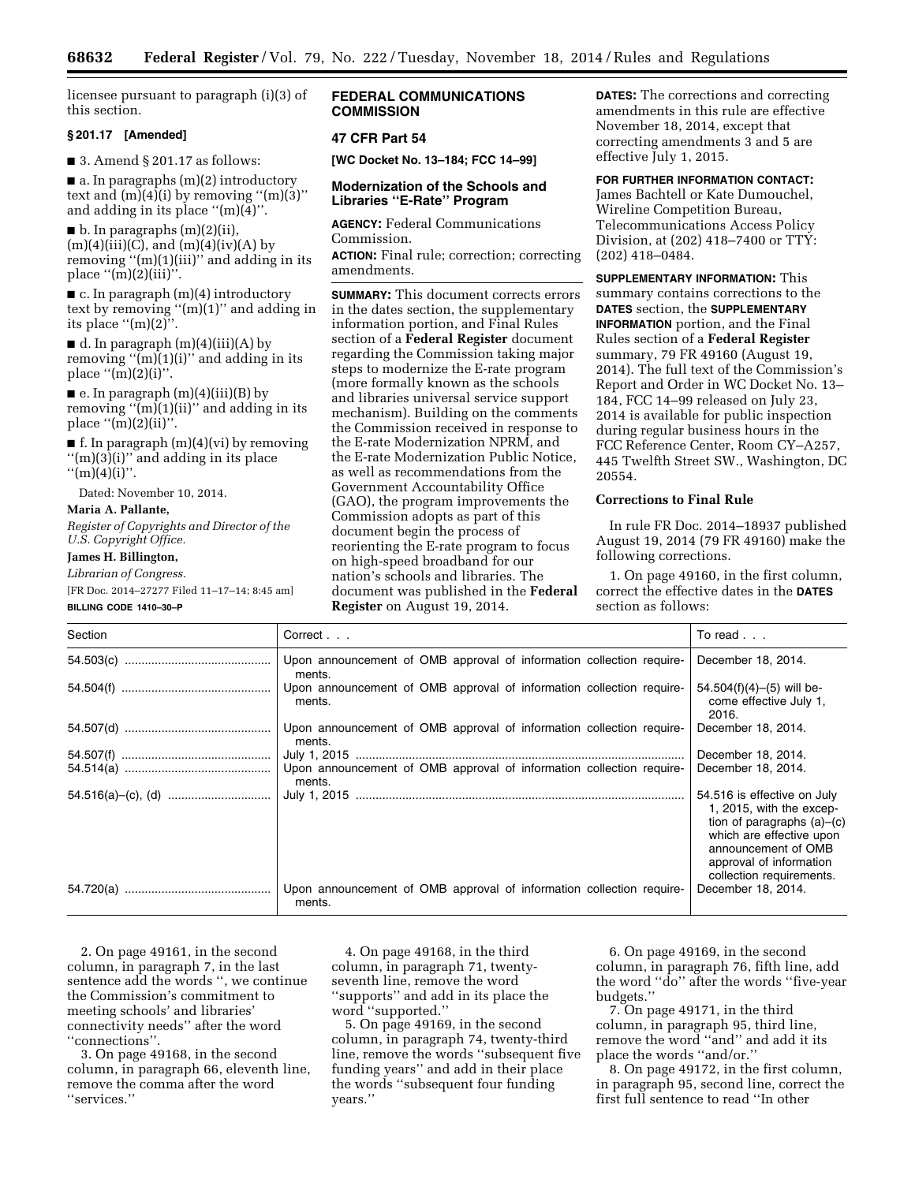licensee pursuant to paragraph (i)(3) of this section.

**§ 201.17 [Amended]**

■ 3. Amend § 201.17 as follows:

■ a. In paragraphs (m)(2) introductory text and (m)(4)(i) by removing ''(m)(3)'' and adding in its place ''(m)(4)''.

■ b. In paragraphs (m)(2)(ii), (m)(4)(iii)(C), and (m)(4)(iv)(A) by removing ''(m)(1)(iii)'' and adding in its place ''(m)(2)(iii)''.

■ c. In paragraph (m)(4) introductory text by removing ''(m)(1)'' and adding in its place ''(m)(2)''.

■ d. In paragraph (m)(4)(iii)(A) by removing ''(m)(1)(i)'' and adding in its place ''(m)(2)(i)''.

■ e. In paragraph (m)(4)(iii)(B) by removing ''(m)(1)(ii)'' and adding in its place ''(m)(2)(ii)''.

■ f. In paragraph (m)(4)(vi) by removing ''(m)(3)(i)'' and adding in its place ''(m)(4)(i)''.

Dated: November 10, 2014.

**Maria A. Pallante,**

*Register of Copyrights and Director of the U.S. Copyright Office.*

**James H. Billington,**

*Librarian of Congress.*

[FR Doc. 2014–27277 Filed 11–17–14; 8:45 am]

**BILLING CODE 1410–30–P**

## FEDERAL COMMUNICATIONS COMMISSION

## 47 CFR Part 54

**[WC Docket No. 13–184; FCC 14–99]**

## Modernization of the Schools and Libraries ''E-Rate'' Program

**AGENCY:** Federal Communications Commission.

**ACTION:** Final rule; correction; correcting amendments.

**SUMMARY:** This document corrects errors in the dates section, the supplementary information portion, and Final Rules section of a **Federal Register** document regarding the Commission taking major steps to modernize the E-rate program (more formally known as the schools and libraries universal service support mechanism). Building on the comments the Commission received in response to the E-rate Modernization NPRM, and the E-rate Modernization Public Notice, as well as recommendations from the Government Accountability Office (GAO), the program improvements the Commission adopts as part of this document begin the process of reorienting the E-rate program to focus on high-speed broadband for our nation's schools and libraries. The document was published in the **Federal Register** on August 19, 2014.

**DATES:** The corrections and correcting amendments in this rule are effective November 18, 2014, except that correcting amendments 3 and 5 are effective July 1, 2015.

**FOR FURTHER INFORMATION CONTACT:** James Bachtell or Kate Dumouchel, Wireline Competition Bureau, Telecommunications Access Policy Division, at (202) 418–7400 or TTY: (202) 418–0484.

**SUPPLEMENTARY INFORMATION:** This summary contains corrections to the **DATES** section, the **SUPPLEMENTARY INFORMATION** portion, and the Final Rules section of a **Federal Register** summary, 79 FR 49160 (August 19, 2014). The full text of the Commission's Report and Order in WC Docket No. 13–184, FCC 14–99 released on July 23, 2014 is available for public inspection during regular business hours in the FCC Reference Center, Room CY–A257, 445 Twelfth Street SW., Washington, DC 20554.

### Corrections to Final Rule

In rule FR Doc. 2014–18937 published August 19, 2014 (79 FR 49160) make the following corrections.

1. On page 49160, in the first column, correct the effective dates in the **DATES** section as follows:

| Section | Correct . . . | To read . . . |
|---|---|---|
| 54.503(c) | Upon announcement of OMB approval of information collection requirements. | December 18, 2014. |
| 54.504(f) | Upon announcement of OMB approval of information collection requirements. | 54.504(f)(4)–(5) will become effective July 1, 2016. |
| 54.507(d) | Upon announcement of OMB approval of information collection requirements. | December 18, 2014. |
| 54.507(f) | July 1, 2015 | December 18, 2014. |
| 54.514(a) | Upon announcement of OMB approval of information collection requirements. | December 18, 2014. |
| 54.516(a)–(c), (d) | July 1, 2015 | 54.516 is effective on July 1, 2015, with the exception of paragraphs (a)–(c) which are effective upon announcement of OMB approval of information collection requirements. |
| 54.720(a) | Upon announcement of OMB approval of information collection requirements. | December 18, 2014. |

2. On page 49161, in the second column, in paragraph 7, in the last sentence add the words '', we continue the Commission's commitment to meeting schools' and libraries' connectivity needs'' after the word ''connections''.

3. On page 49168, in the second column, in paragraph 66, eleventh line, remove the comma after the word ''services.''

4. On page 49168, in the third column, in paragraph 71, twenty-seventh line, remove the word ''supports'' and add in its place the word ''supported.''

5. On page 49169, in the second column, in paragraph 74, twenty-third line, remove the words ''subsequent five funding years'' and add in their place the words ''subsequent four funding years.''

6. On page 49169, in the second column, in paragraph 76, fifth line, add the word ''do'' after the words ''five-year budgets.''

7. On page 49171, in the third column, in paragraph 95, third line, remove the word ''and'' and add it its place the words ''and/or.''

8. On page 49172, in the first column, in paragraph 95, second line, correct the first full sentence to read ''In other